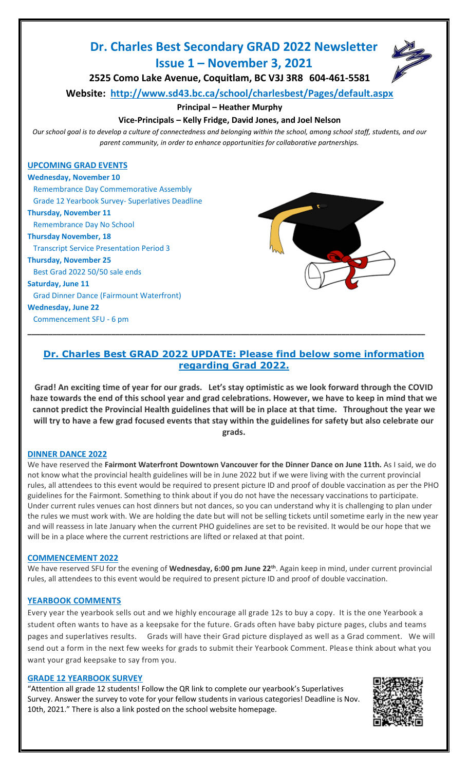# Dr. Charles Best Secondary GRAD 2022 Newsletter

## Issue 1 – November 3, 2021

**2525 Como Lake Avenue, Coquitlam, BC V3J 3R8 604-461-5581**

**Website: http://www.sd43.bc.ca/school/charlesbest/Pages/default.aspx**

**Principal – Heather Murphy**

**Vice-Principals – Kelly Fridge, David Jones, and Joel Nelson**

*Our school goal is to develop a culture of connectedness and belonging within the school, among school staff, students, and our parent community, in order to enhance opportunities for collaborative partnerships.*

### UPCOMING GRAD EVENTS

**Wednesday, November 10**
Remembrance Day Commemorative Assembly
Grade 12 Yearbook Survey- Superlatives Deadline

**Thursday, November 11**
Remembrance Day No School

**Thursday November, 18**
Transcript Service Presentation Period 3

**Thursday, November 25**
Best Grad 2022 50/50 sale ends

**Saturday, June 11**
Grad Dinner Dance (Fairmount Waterfront)

**Wednesday, June 22**
Commencement SFU - 6 pm

---

## Dr. Charles Best GRAD 2022 UPDATE: Please find below some information regarding Grad 2022.

**Grad! An exciting time of year for our grads. Let's stay optimistic as we look forward through the COVID haze towards the end of this school year and grad celebrations. However, we have to keep in mind that we cannot predict the Provincial Health guidelines that will be in place at that time. Throughout the year we will try to have a few grad focused events that stay within the guidelines for safety but also celebrate our grads.**

### DINNER DANCE 2022

We have reserved the **Fairmont Waterfront Downtown Vancouver for the Dinner Dance on June 11th.** As I said, we do not know what the provincial health guidelines will be in June 2022 but if we were living with the current provincial rules, all attendees to this event would be required to present picture ID and proof of double vaccination as per the PHO guidelines for the Fairmont. Something to think about if you do not have the necessary vaccinations to participate. Under current rules venues can host dinners but not dances, so you can understand why it is challenging to plan under the rules we must work with. We are holding the date but will not be selling tickets until sometime early in the new year and will reassess in late January when the current PHO guidelines are set to be revisited. It would be our hope that we will be in a place where the current restrictions are lifted or relaxed at that point.

### COMMENCEMENT 2022

We have reserved SFU for the evening of **Wednesday, 6:00 pm June 22th**. Again keep in mind, under current provincial rules, all attendees to this event would be required to present picture ID and proof of double vaccination.

### YEARBOOK COMMENTS

Every year the yearbook sells out and we highly encourage all grade 12s to buy a copy. It is the one Yearbook a student often wants to have as a keepsake for the future. Grads often have baby picture pages, clubs and teams pages and superlatives results. Grads will have their Grad picture displayed as well as a Grad comment. We will send out a form in the next few weeks for grads to submit their Yearbook Comment. Please think about what you want your grad keepsake to say from you.

### GRADE 12 YEARBOOK SURVEY

"Attention all grade 12 students! Follow the QR link to complete our yearbook's Superlatives Survey. Answer the survey to vote for your fellow students in various categories! Deadline is Nov. 10th, 2021." There is also a link posted on the school website homepage.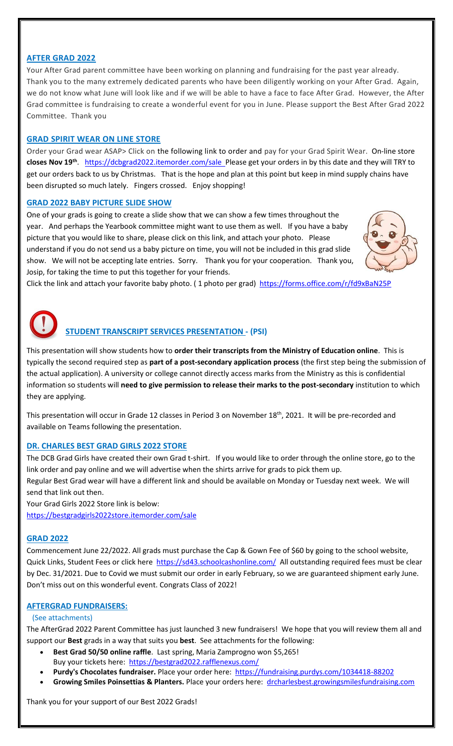## AFTER GRAD 2022

Your After Grad parent committee have been working on planning and fundraising for the past year already. Thank you to the many extremely dedicated parents who have been diligently working on your After Grad. Again, we do not know what June will look like and if we will be able to have a face to face After Grad. However, the After Grad committee is fundraising to create a wonderful event for you in June. Please support the Best After Grad 2022 Committee. Thank you

## GRAD SPIRIT WEAR ON LINE STORE

Order your Grad wear ASAP> Click on the following link to order and pay for your Grad Spirit Wear. On-line store **closes Nov 19th**. https://dcbgrad2022.itemorder.com/sale Please get your orders in by this date and they will TRY to get our orders back to us by Christmas. That is the hope and plan at this point but keep in mind supply chains have been disrupted so much lately. Fingers crossed. Enjoy shopping!

## GRAD 2022 BABY PICTURE SLIDE SHOW

One of your grads is going to create a slide show that we can show a few times throughout the year. And perhaps the Yearbook committee might want to use them as well. If you have a baby picture that you would like to share, please click on this link, and attach your photo. Please understand if you do not send us a baby picture on time, you will not be included in this grad slide show. We will not be accepting late entries. Sorry. Thank you for your cooperation. Thank you, Josip, for taking the time to put this together for your friends.

Click the link and attach your favorite baby photo. ( 1 photo per grad) https://forms.office.com/r/fd9xBaN25P

## STUDENT TRANSCRIPT SERVICES PRESENTATION - (PSI)

This presentation will show students how to **order their transcripts from the Ministry of Education online**. This is typically the second required step as **part of a post-secondary application process** (the first step being the submission of the actual application). A university or college cannot directly access marks from the Ministry as this is confidential information so students will **need to give permission to release their marks to the post-secondary** institution to which they are applying.

This presentation will occur in Grade 12 classes in Period 3 on November 18th, 2021. It will be pre-recorded and available on Teams following the presentation.

## DR. CHARLES BEST GRAD GIRLS 2022 STORE

The DCB Grad Girls have created their own Grad t-shirt. If you would like to order through the online store, go to the link order and pay online and we will advertise when the shirts arrive for grads to pick them up.

Regular Best Grad wear will have a different link and should be available on Monday or Tuesday next week. We will send that link out then.

Your Grad Girls 2022 Store link is below:

https://bestgradgirls2022store.itemorder.com/sale

## GRAD 2022

Commencement June 22/2022. All grads must purchase the Cap & Gown Fee of $60 by going to the school website, Quick Links, Student Fees or click here https://sd43.schoolcashonline.com/ All outstanding required fees must be clear by Dec. 31/2021. Due to Covid we must submit our order in early February, so we are guaranteed shipment early June. Don't miss out on this wonderful event. Congrats Class of 2022!

## AFTERGRAD FUNDRAISERS:

(See attachments)

The AfterGrad 2022 Parent Committee has just launched 3 new fundraisers! We hope that you will review them all and support our **Best** grads in a way that suits you **best**. See attachments for the following:

- **Best Grad 50/50 online raffle**. Last spring, Maria Zamprogno won $5,265! Buy your tickets here: https://bestgrad2022.rafflenexus.com/
- **Purdy's Chocolates fundraiser.** Place your order here: https://fundraising.purdys.com/1034418-88202
- **Growing Smiles Poinsettias & Planters.** Place your orders here: drcharlesbest.growingsmilesfundraising.com

Thank you for your support of our Best 2022 Grads!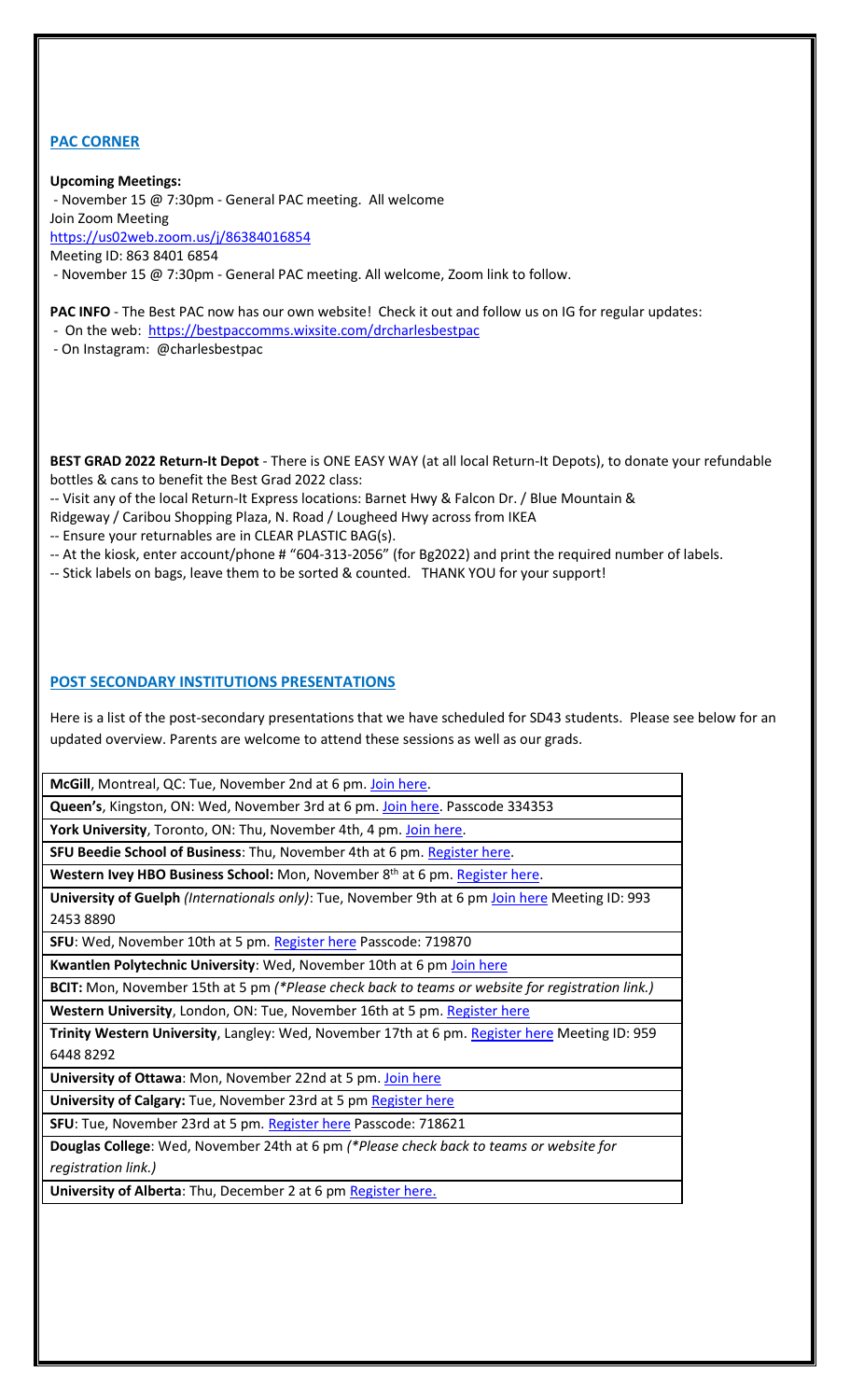## PAC CORNER

**Upcoming Meetings:**

- November 15 @ 7:30pm - General PAC meeting. All welcome

Join Zoom Meeting

https://us02web.zoom.us/j/86384016854

Meeting ID: 863 8401 6854

- November 15 @ 7:30pm - General PAC meeting. All welcome, Zoom link to follow.

**PAC INFO** - The Best PAC now has our own website! Check it out and follow us on IG for regular updates:

- On the web: https://bestpaccomms.wixsite.com/drcharlesbestpac
- On Instagram: @charlesbestpac

**BEST GRAD 2022 Return-It Depot** - There is ONE EASY WAY (at all local Return-It Depots), to donate your refundable bottles & cans to benefit the Best Grad 2022 class:

-- Visit any of the local Return-It Express locations: Barnet Hwy & Falcon Dr. / Blue Mountain & Ridgeway / Caribou Shopping Plaza, N. Road / Lougheed Hwy across from IKEA

-- Ensure your returnables are in CLEAR PLASTIC BAG(s).

-- At the kiosk, enter account/phone # "604-313-2056" (for Bg2022) and print the required number of labels.

-- Stick labels on bags, leave them to be sorted & counted. THANK YOU for your support!

## POST SECONDARY INSTITUTIONS PRESENTATIONS

Here is a list of the post-secondary presentations that we have scheduled for SD43 students. Please see below for an updated overview. Parents are welcome to attend these sessions as well as our grads.

| |
|---|
| **McGill**, Montreal, QC: Tue, November 2nd at 6 pm. Join here. |
| **Queen's**, Kingston, ON: Wed, November 3rd at 6 pm. Join here. Passcode 334353 |
| **York University**, Toronto, ON: Thu, November 4th, 4 pm. Join here. |
| **SFU Beedie School of Business**: Thu, November 4th at 6 pm. Register here. |
| **Western Ivey HBO Business School:** Mon, November 8th at 6 pm. Register here. |
| **University of Guelph** *(Internationals only)*: Tue, November 9th at 6 pm Join here Meeting ID: 993 2453 8890 |
| **SFU**: Wed, November 10th at 5 pm. Register here Passcode: 719870 |
| **Kwantlen Polytechnic University**: Wed, November 10th at 6 pm Join here |
| **BCIT:** Mon, November 15th at 5 pm *(\*Please check back to teams or website for registration link.)* |
| **Western University**, London, ON: Tue, November 16th at 5 pm. Register here |
| **Trinity Western University**, Langley: Wed, November 17th at 6 pm. Register here Meeting ID: 959 6448 8292 |
| **University of Ottawa**: Mon, November 22nd at 5 pm. Join here |
| **University of Calgary:** Tue, November 23rd at 5 pm Register here |
| **SFU**: Tue, November 23rd at 5 pm. Register here Passcode: 718621 |
| **Douglas College**: Wed, November 24th at 6 pm *(\*Please check back to teams or website for registration link.)* |
| **University of Alberta**: Thu, December 2 at 6 pm Register here. |